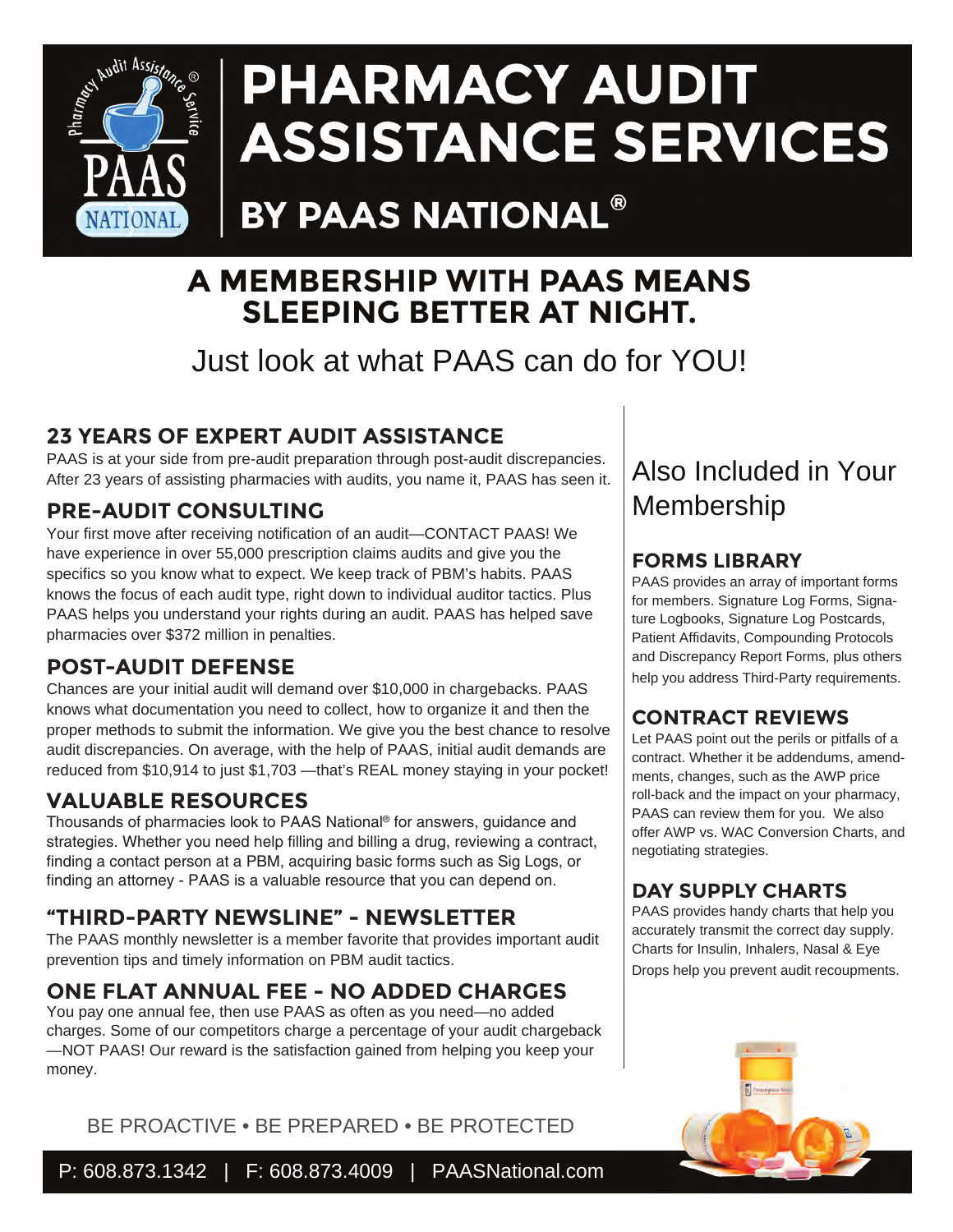# PHARMACY AUDIT ASSISTANCE SERVICES

## BY PAAS NATIONAL®

## A MEMBERSHIP WITH PAAS MEANS SLEEPING BETTER AT NIGHT.

Just look at what PAAS can do for YOU!

### 23 YEARS OF EXPERT AUDIT ASSISTANCE

PAAS is at your side from pre-audit preparation through post-audit discrepancies. After 23 years of assisting pharmacies with audits, you name it, PAAS has seen it.

### PRE-AUDIT CONSULTING

Your first move after receiving notification of an audit—CONTACT PAAS! We have experience in over 55,000 prescription claims audits and give you the specifics so you know what to expect. We keep track of PBM's habits. PAAS knows the focus of each audit type, right down to individual auditor tactics. Plus PAAS helps you understand your rights during an audit. PAAS has helped save pharmacies over $372 million in penalties.

### POST-AUDIT DEFENSE

Chances are your initial audit will demand over $10,000 in chargebacks. PAAS knows what documentation you need to collect, how to organize it and then the proper methods to submit the information. We give you the best chance to resolve audit discrepancies. On average, with the help of PAAS, initial audit demands are reduced from $10,914 to just $1,703 —that's REAL money staying in your pocket!

### VALUABLE RESOURCES

Thousands of pharmacies look to PAAS National® for answers, guidance and strategies. Whether you need help filling and billing a drug, reviewing a contract, finding a contact person at a PBM, acquiring basic forms such as Sig Logs, or finding an attorney - PAAS is a valuable resource that you can depend on.

### "THIRD-PARTY NEWSLINE" - NEWSLETTER

The PAAS monthly newsletter is a member favorite that provides important audit prevention tips and timely information on PBM audit tactics.

### ONE FLAT ANNUAL FEE - NO ADDED CHARGES

You pay one annual fee, then use PAAS as often as you need—no added charges. Some of our competitors charge a percentage of your audit chargeback —NOT PAAS! Our reward is the satisfaction gained from helping you keep your money.

## Also Included in Your Membership

### FORMS LIBRARY

PAAS provides an array of important forms for members. Signature Log Forms, Signature Logbooks, Signature Log Postcards, Patient Affidavits, Compounding Protocols and Discrepancy Report Forms, plus others help you address Third-Party requirements.

### CONTRACT REVIEWS

Let PAAS point out the perils or pitfalls of a contract. Whether it be addendums, amendments, changes, such as the AWP price roll-back and the impact on your pharmacy, PAAS can review them for you. We also offer AWP vs. WAC Conversion Charts, and negotiating strategies.

### DAY SUPPLY CHARTS

PAAS provides handy charts that help you accurately transmit the correct day supply. Charts for Insulin, Inhalers, Nasal & Eye Drops help you prevent audit recoupments.

BE PROACTIVE • BE PREPARED • BE PROTECTED

P: 608.873.1342 | F: 608.873.4009 | PAASNational.com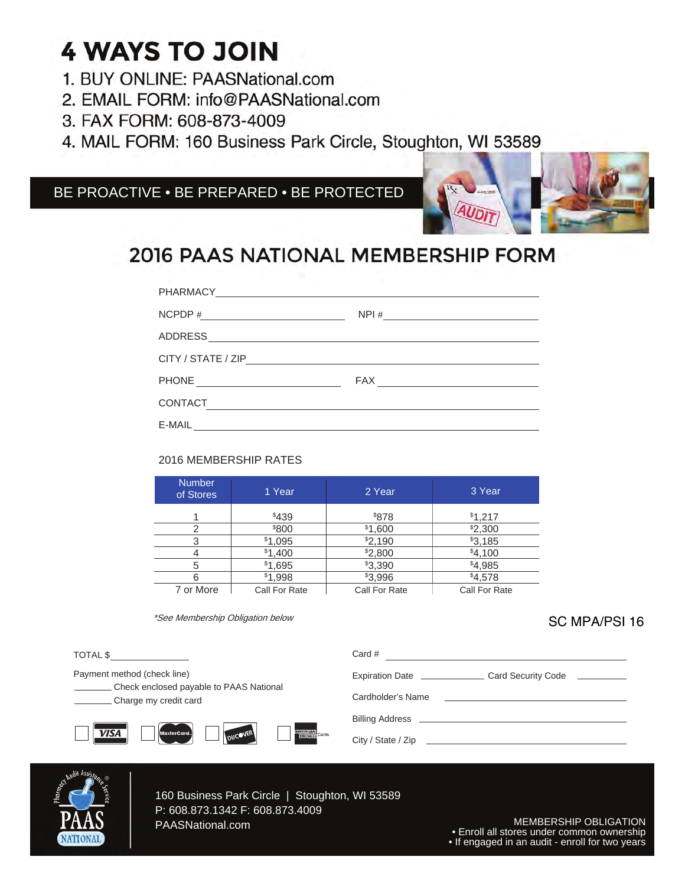# 4 WAYS TO JOIN

1. BUY ONLINE: PAASNational.com
2. EMAIL FORM: info@PAASNational.com
3. FAX FORM: 608-873-4009
4. MAIL FORM: 160 Business Park Circle, Stoughton, WI 53589

BE PROACTIVE • BE PREPARED • BE PROTECTED

## 2016 PAAS NATIONAL MEMBERSHIP FORM

PHARMACY ____________________

NCPDP # ____________________ NPI # ____________________

ADDRESS ____________________

CITY / STATE / ZIP ____________________

PHONE ____________________ FAX ____________________

CONTACT ____________________

E-MAIL ____________________

2016 MEMBERSHIP RATES

| Number of Stores | 1 Year | 2 Year | 3 Year |
|---|---|---|---|
| 1 | $439 | $878 | $1,217 |
| 2 | $800 | $1,600 | $2,300 |
| 3 | $1,095 | $2,190 | $3,185 |
| 4 | $1,400 | $2,800 | $4,100 |
| 5 | $1,695 | $3,390 | $4,985 |
| 6 | $1,998 | $3,996 | $4,578 |
| 7 or More | Call For Rate | Call For Rate | Call For Rate |

*See Membership Obligation below*

SC MPA/PSI 16

TOTAL $ ____________________

Payment method (check line)

\_\_\_\_\_\_\_\_ Check enclosed payable to PAAS National

\_\_\_\_\_\_\_\_ Charge my credit card

☐ VISA ☐ MasterCard ☐ DISCOVER ☐ AMERICAN EXPRESS Cards

Card # ____________________

Expiration Date ____________ Card Security Code ____________

Cardholder's Name ____________________

Billing Address ____________________

City / State / Zip ____________________

Pharmacy Audit Assistance Service® PAAS NATIONAL

160 Business Park Circle | Stoughton, WI 53589
P: 608.873.1342 F: 608.873.4009
PAASNational.com

MEMBERSHIP OBLIGATION
- Enroll all stores under common ownership
- If engaged in an audit - enroll for two years